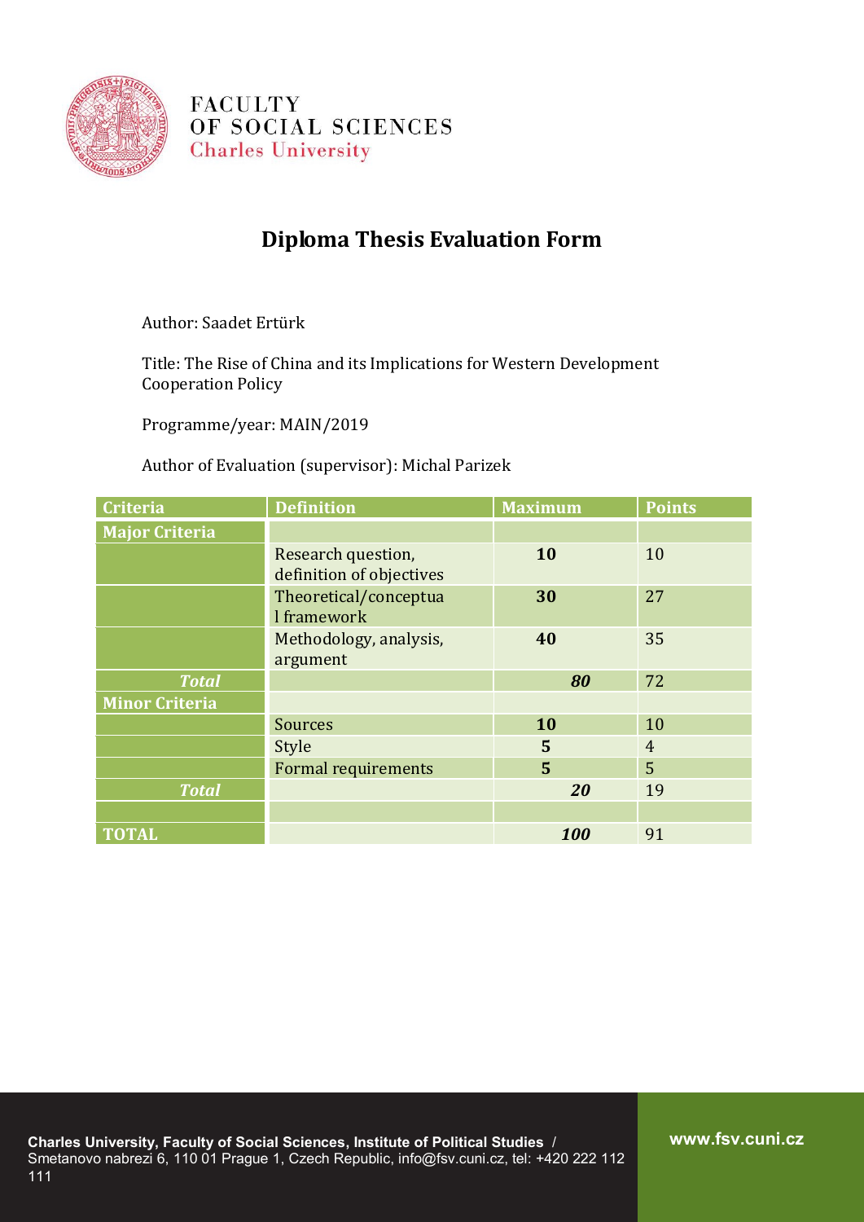FACULTY
OF SOCIAL SCIENCES
Charles University

# Diploma Thesis Evaluation Form

Author: Saadet Ertürk

Title: The Rise of China and its Implications for Western Development Cooperation Policy

Programme/year: MAIN/2019

Author of Evaluation (supervisor): Michal Parizek

| Criteria | Definition | Maximum | Points |
|---|---|---|---|
| **Major Criteria** | | | |
| | Research question, definition of objectives | **10** | 10 |
| | Theoretical/conceptual framework | **30** | 27 |
| | Methodology, analysis, argument | **40** | 35 |
| ***Total*** | | ***80*** | 72 |
| **Minor Criteria** | | | |
| | Sources | **10** | 10 |
| | Style | **5** | 4 |
| | Formal requirements | **5** | 5 |
| ***Total*** | | ***20*** | 19 |
| | | | |
| **TOTAL** | | ***100*** | 91 |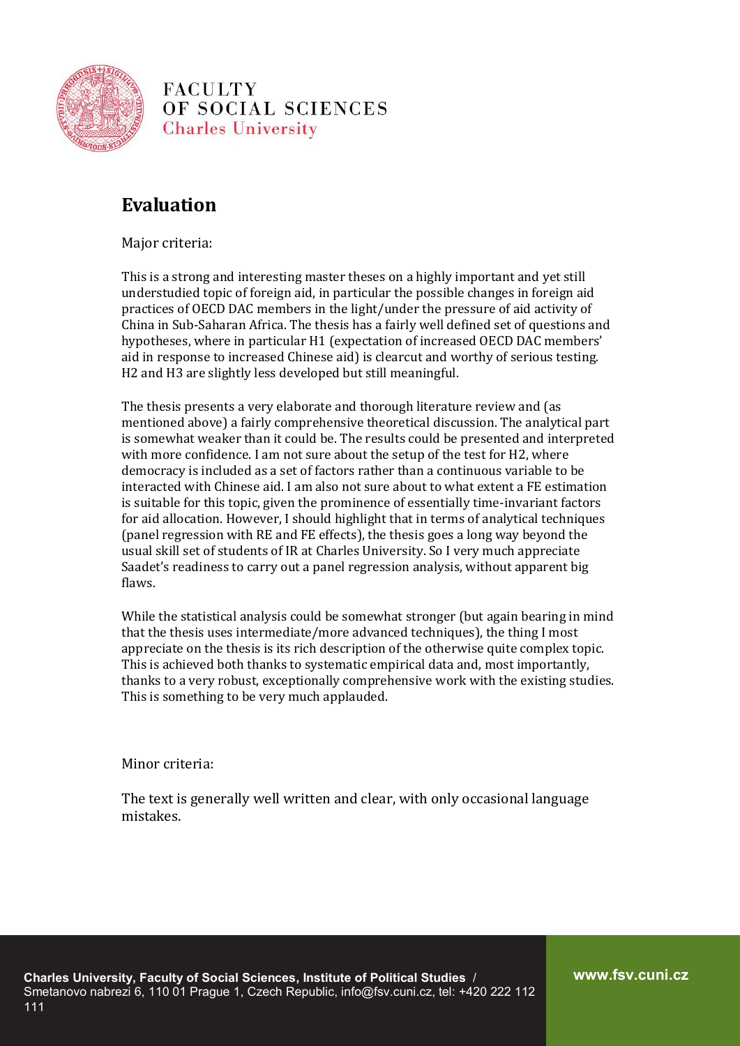## Evaluation

Major criteria:

This is a strong and interesting master theses on a highly important and yet still understudied topic of foreign aid, in particular the possible changes in foreign aid practices of OECD DAC members in the light/under the pressure of aid activity of China in Sub-Saharan Africa. The thesis has a fairly well defined set of questions and hypotheses, where in particular H1 (expectation of increased OECD DAC members' aid in response to increased Chinese aid) is clearcut and worthy of serious testing. H2 and H3 are slightly less developed but still meaningful.

The thesis presents a very elaborate and thorough literature review and (as mentioned above) a fairly comprehensive theoretical discussion. The analytical part is somewhat weaker than it could be. The results could be presented and interpreted with more confidence. I am not sure about the setup of the test for H2, where democracy is included as a set of factors rather than a continuous variable to be interacted with Chinese aid. I am also not sure about to what extent a FE estimation is suitable for this topic, given the prominence of essentially time-invariant factors for aid allocation. However, I should highlight that in terms of analytical techniques (panel regression with RE and FE effects), the thesis goes a long way beyond the usual skill set of students of IR at Charles University. So I very much appreciate Saadet's readiness to carry out a panel regression analysis, without apparent big flaws.

While the statistical analysis could be somewhat stronger (but again bearing in mind that the thesis uses intermediate/more advanced techniques), the thing I most appreciate on the thesis is its rich description of the otherwise quite complex topic. This is achieved both thanks to systematic empirical data and, most importantly, thanks to a very robust, exceptionally comprehensive work with the existing studies. This is something to be very much applauded.

Minor criteria:

The text is generally well written and clear, with only occasional language mistakes.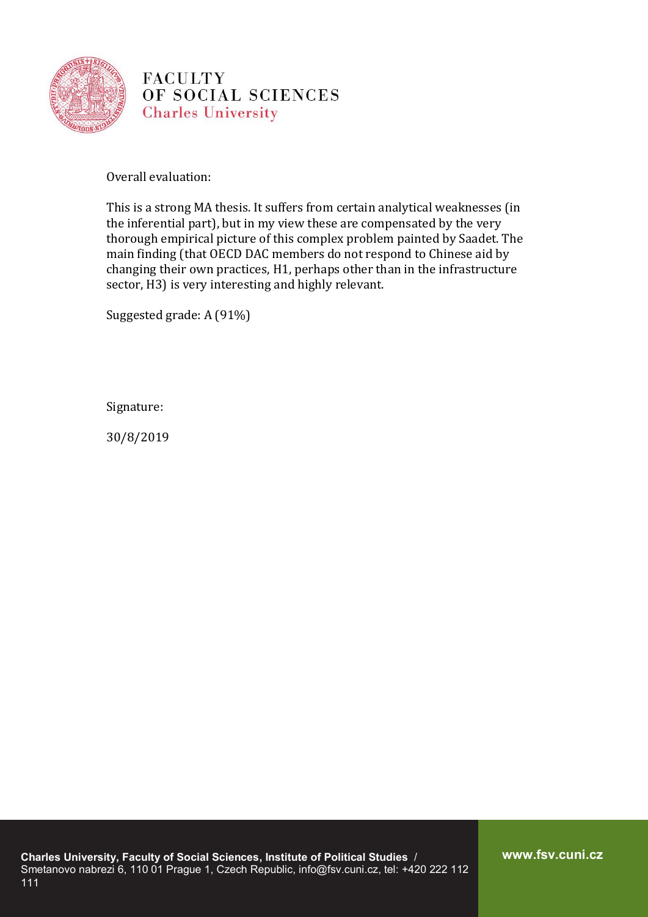Overall evaluation:

This is a strong MA thesis. It suffers from certain analytical weaknesses (in the inferential part), but in my view these are compensated by the very thorough empirical picture of this complex problem painted by Saadet. The main finding (that OECD DAC members do not respond to Chinese aid by changing their own practices, H1, perhaps other than in the infrastructure sector, H3) is very interesting and highly relevant.

Suggested grade: A (91%)

Signature:

30/8/2019